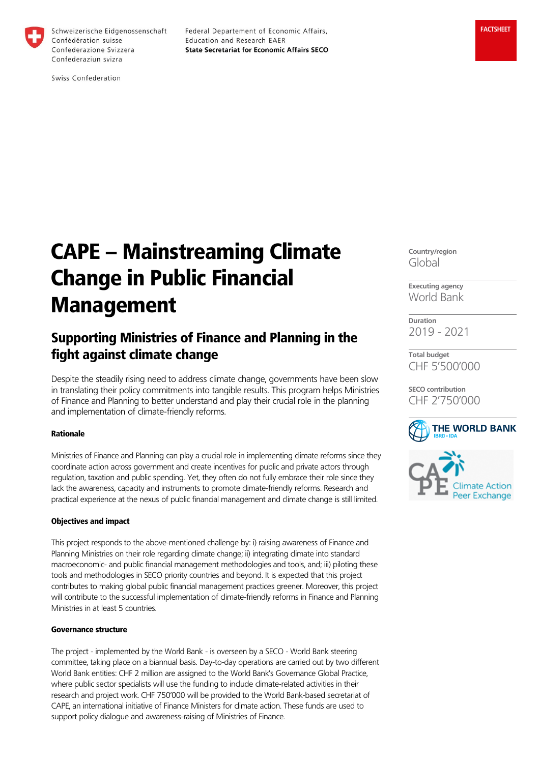Schweizerische Eidgenossenschaft
Confédération suisse
Confederazione Svizzera
Confederaziun svizra

Swiss Confederation

Federal Departement of Economic Affairs,
Education and Research EAER
**State Secretariat for Economic Affairs SECO**

FACTSHEET

# CAPE – Mainstreaming Climate Change in Public Financial Management

## Supporting Ministries of Finance and Planning in the fight against climate change

Despite the steadily rising need to address climate change, governments have been slow in translating their policy commitments into tangible results. This program helps Ministries of Finance and Planning to better understand and play their crucial role in the planning and implementation of climate-friendly reforms.

**Country/region**
Global

**Executing agency**
World Bank

**Duration**
2019 - 2021

**Total budget**
CHF 5'500'000

**SECO contribution**
CHF 2'750'000

THE WORLD BANK
IBRD • IDA

CAPE Climate Action Peer Exchange

#### Rationale

Ministries of Finance and Planning can play a crucial role in implementing climate reforms since they coordinate action across government and create incentives for public and private actors through regulation, taxation and public spending. Yet, they often do not fully embrace their role since they lack the awareness, capacity and instruments to promote climate-friendly reforms. Research and practical experience at the nexus of public financial management and climate change is still limited.

#### Objectives and impact

This project responds to the above-mentioned challenge by: i) raising awareness of Finance and Planning Ministries on their role regarding climate change; ii) integrating climate into standard macroeconomic- and public financial management methodologies and tools, and; iii) piloting these tools and methodologies in SECO priority countries and beyond. It is expected that this project contributes to making global public financial management practices greener. Moreover, this project will contribute to the successful implementation of climate-friendly reforms in Finance and Planning Ministries in at least 5 countries.

#### Governance structure

The project - implemented by the World Bank - is overseen by a SECO - World Bank steering committee, taking place on a biannual basis. Day-to-day operations are carried out by two different World Bank entities: CHF 2 million are assigned to the World Bank's Governance Global Practice, where public sector specialists will use the funding to include climate-related activities in their research and project work. CHF 750'000 will be provided to the World Bank-based secretariat of CAPE, an international initiative of Finance Ministers for climate action. These funds are used to support policy dialogue and awareness-raising of Ministries of Finance.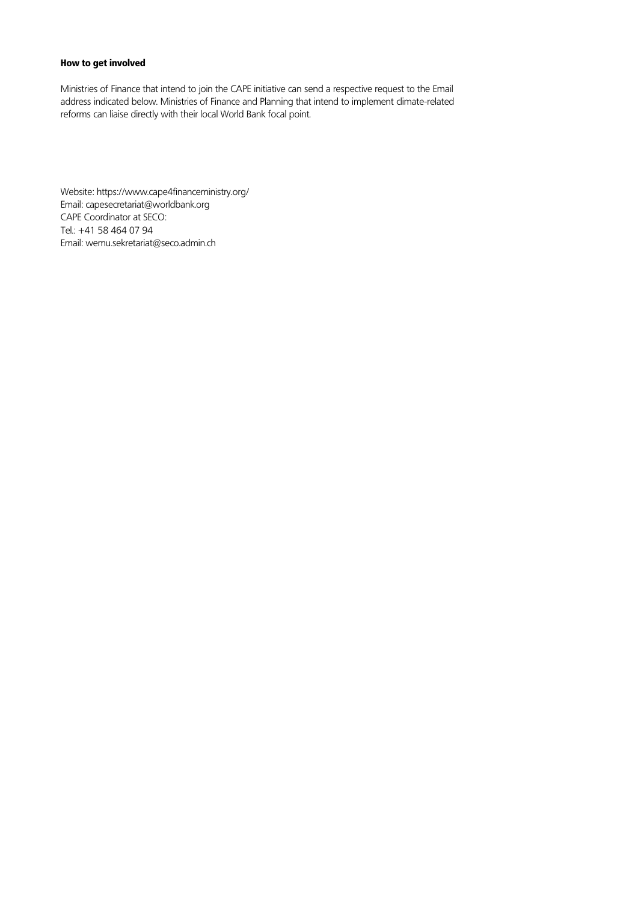### How to get involved

Ministries of Finance that intend to join the CAPE initiative can send a respective request to the Email address indicated below. Ministries of Finance and Planning that intend to implement climate-related reforms can liaise directly with their local World Bank focal point.

Website: https://www.cape4financeministry.org/
Email: capesecretariat@worldbank.org
CAPE Coordinator at SECO:
Tel.: +41 58 464 07 94
Email: wemu.sekretariat@seco.admin.ch